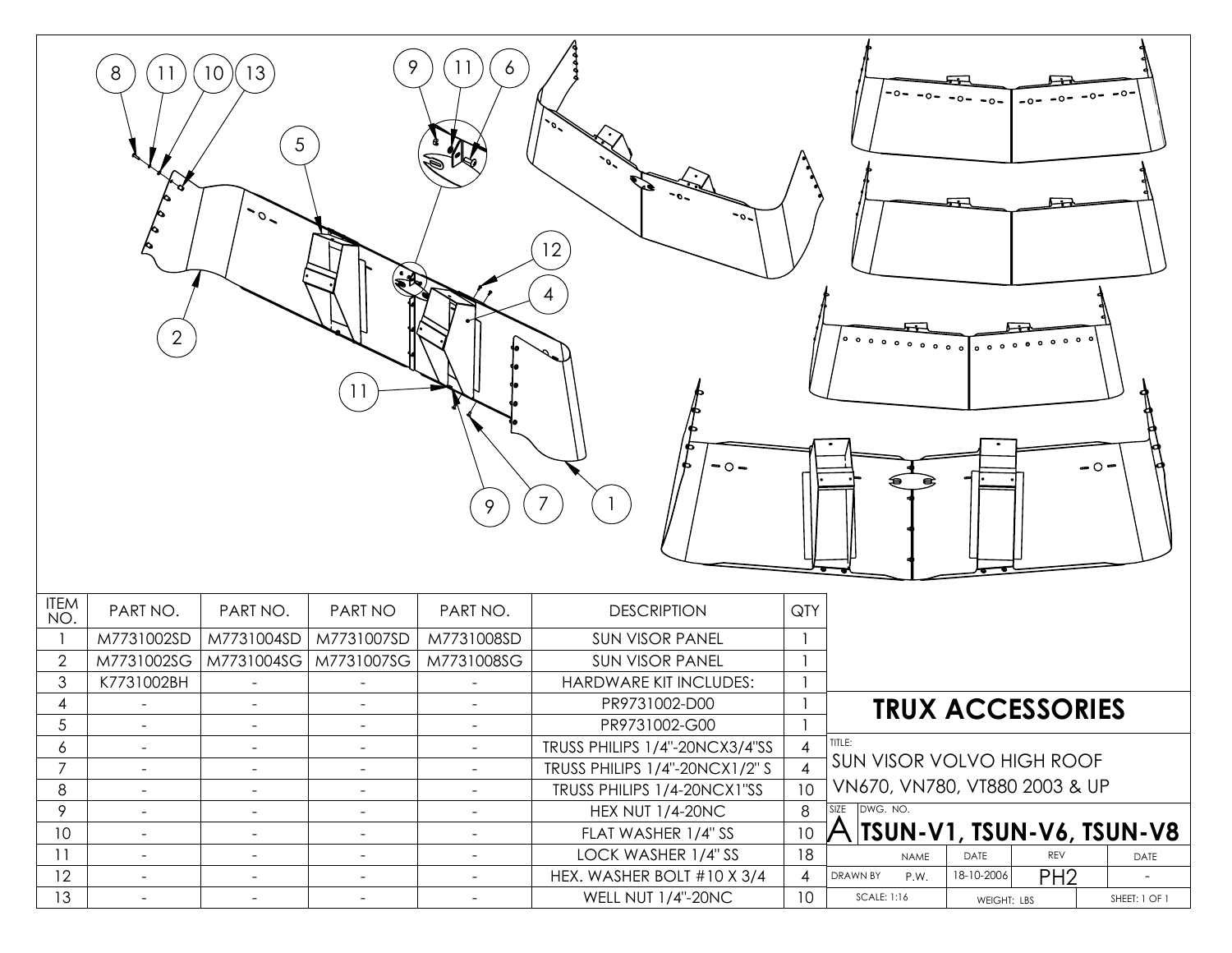| ITEM NO. | PART NO. | PART NO. | PART NO | PART NO. | DESCRIPTION | QTY |
|---|---|---|---|---|---|---|
| 1 | M7731002SD | M7731004SD | M7731007SD | M7731008SD | SUN VISOR PANEL | 1 |
| 2 | M7731002SG | M7731004SG | M7731007SG | M7731008SG | SUN VISOR PANEL | 1 |
| 3 | K7731002BH | - | - | - | HARDWARE KIT INCLUDES: | 1 |
| 4 | - | - | - | - | PR9731002-D00 | 1 |
| 5 | - | - | - | - | PR9731002-G00 | 1 |
| 6 | - | - | - | - | TRUSS PHILIPS 1/4"-20NCX3/4"SS | 4 |
| 7 | - | - | - | - | TRUSS PHILIPS 1/4"-20NCX1/2" S | 4 |
| 8 | - | - | - | - | TRUSS PHILIPS 1/4-20NCX1"SS | 10 |
| 9 | - | - | - | - | HEX NUT 1/4-20NC | 8 |
| 10 | - | - | - | - | FLAT WASHER 1/4" SS | 10 |
| 11 | - | - | - | - | LOCK WASHER 1/4" SS | 18 |
| 12 | - | - | - | - | HEX. WASHER BOLT #10 X 3/4 | 4 |
| 13 | - | - | - | - | WELL NUT 1/4"-20NC | 10 |

# TRUX ACCESSORIES

TITLE: SUN VISOR VOLVO HIGH ROOF VN670, VN780, VT880 2003 & UP

| SIZE | DWG. NO. | | | |
|---|---|---|---|---|
| A | **TSUN-V1, TSUN-V6, TSUN-V8** | | | |
| | NAME | DATE | REV | DATE |
| DRAWN BY | P.W. | 18-10-2006 | PH2 | - |
| SCALE: 1:16 | | WEIGHT: LBS | | SHEET: 1 OF 1 |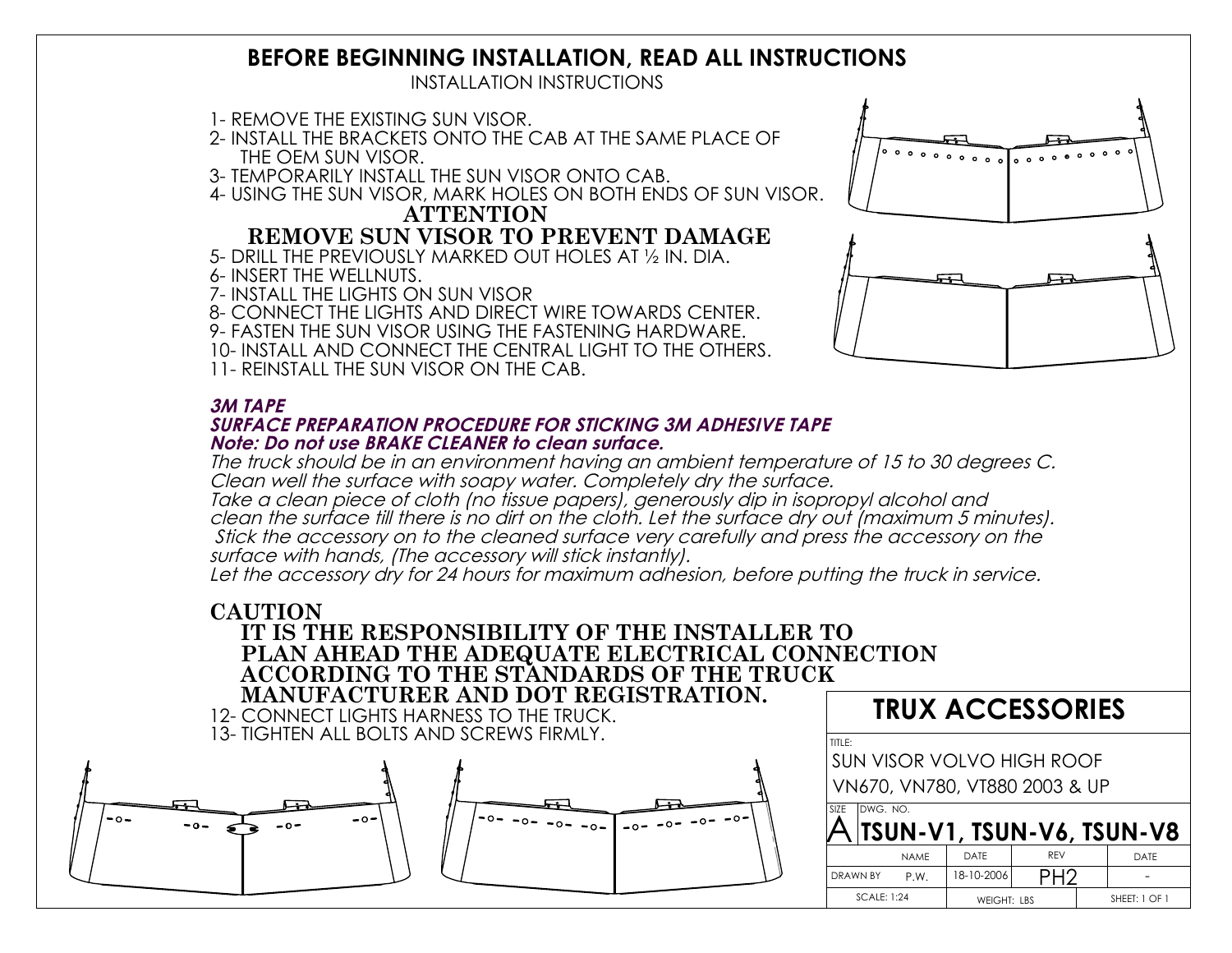# BEFORE BEGINNING INSTALLATION, READ ALL INSTRUCTIONS

INSTALLATION INSTRUCTIONS

1- REMOVE THE EXISTING SUN VISOR.
2- INSTALL THE BRACKETS ONTO THE CAB AT THE SAME PLACE OF THE OEM SUN VISOR.
3- TEMPORARILY INSTALL THE SUN VISOR ONTO CAB.
4- USING THE SUN VISOR, MARK HOLES ON BOTH ENDS OF SUN VISOR.

**ATTENTION**

**REMOVE SUN VISOR TO PREVENT DAMAGE**

5- DRILL THE PREVIOUSLY MARKED OUT HOLES AT ½ IN. DIA.
6- INSERT THE WELLNUTS.
7- INSTALL THE LIGHTS ON SUN VISOR
8- CONNECT THE LIGHTS AND DIRECT WIRE TOWARDS CENTER.
9- FASTEN THE SUN VISOR USING THE FASTENING HARDWARE.
10- INSTALL AND CONNECT THE CENTRAL LIGHT TO THE OTHERS.
11- REINSTALL THE SUN VISOR ON THE CAB.

***3M TAPE***

***SURFACE PREPARATION PROCEDURE FOR STICKING 3M ADHESIVE TAPE***

***Note: Do not use BRAKE CLEANER to clean surface.***

*The truck should be in an environment having an ambient temperature of 15 to 30 degrees C. Clean well the surface with soapy water. Completely dry the surface.*
*Take a clean piece of cloth (no tissue papers), generously dip in isopropyl alcohol and clean the surface till there is no dirt on the cloth. Let the surface dry out (maximum 5 minutes). Stick the accessory on to the cleaned surface very carefully and press the accessory on the surface with hands, (The accessory will stick instantly).*
*Let the accessory dry for 24 hours for maximum adhesion, before putting the truck in service.*

**CAUTION**

**IT IS THE RESPONSIBILITY OF THE INSTALLER TO PLAN AHEAD THE ADEQUATE ELECTRICAL CONNECTION ACCORDING TO THE STANDARDS OF THE TRUCK MANUFACTURER AND DOT REGISTRATION.**

12- CONNECT LIGHTS HARNESS TO THE TRUCK.
13- TIGHTEN ALL BOLTS AND SCREWS FIRMLY.

**TRUX ACCESSORIES**

| | | | | |
|---|---|---|---|---|
| TITLE: SUN VISOR VOLVO HIGH ROOF VN670, VN780, VT880 2003 & UP | | | | |
| SIZE A | DWG. NO. **TSUN-V1, TSUN-V6, TSUN-V8** | | | |
| | NAME | DATE | REV | DATE |
| DRAWN BY | P.W. | 18-10-2006 | PH2 | - |
| SCALE: 1:24 | | WEIGHT: LBS | | SHEET: 1 OF 1 |